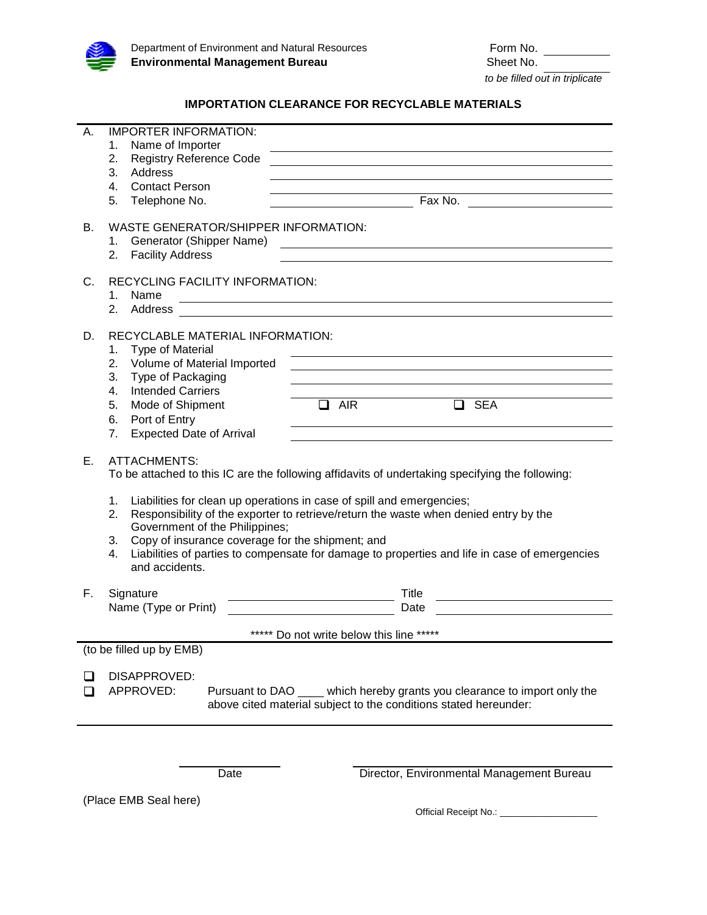Department of Environment and Natural Resources
**Environmental Management Bureau**

Form No. ____________
Sheet No. ____________
*to be filled out in triplicate*

## IMPORTATION CLEARANCE FOR RECYCLABLE MATERIALS

**A. IMPORTER INFORMATION:**

1. Name of Importer ______________________________
2. Registry Reference Code ______________________________
3. Address ______________________________
4. Contact Person ______________________________
5. Telephone No. ______________ Fax No. ______________

**B. WASTE GENERATOR/SHIPPER INFORMATION:**

1. Generator (Shipper Name) ______________________________
2. Facility Address ______________________________

**C. RECYCLING FACILITY INFORMATION:**

1. Name ______________________________
2. Address ______________________________

**D. RECYCLABLE MATERIAL INFORMATION:**

1. Type of Material ______________________________
2. Volume of Material Imported ______________________________
3. Type of Packaging ______________________________
4. Intended Carriers ______________________________
5. Mode of Shipment ☐ AIR ☐ SEA
6. Port of Entry ______________________________
7. Expected Date of Arrival ______________________________

**E. ATTACHMENTS:**

To be attached to this IC are the following affidavits of undertaking specifying the following:

1. Liabilities for clean up operations in case of spill and emergencies;
2. Responsibility of the exporter to retrieve/return the waste when denied entry by the Government of the Philippines;
3. Copy of insurance coverage for the shipment; and
4. Liabilities of parties to compensate for damage to properties and life in case of emergencies and accidents.

**F.** Signature ______________ Title ______________
Name (Type or Print) ______________ Date ______________

***** Do not write below this line *****

(to be filled up by EMB)

☐ DISAPPROVED:

☐ APPROVED: Pursuant to DAO ____ which hereby grants you clearance to import only the above cited material subject to the conditions stated hereunder:

______________ Date

______________ Director, Environmental Management Bureau

(Place EMB Seal here)

Official Receipt No.: ______________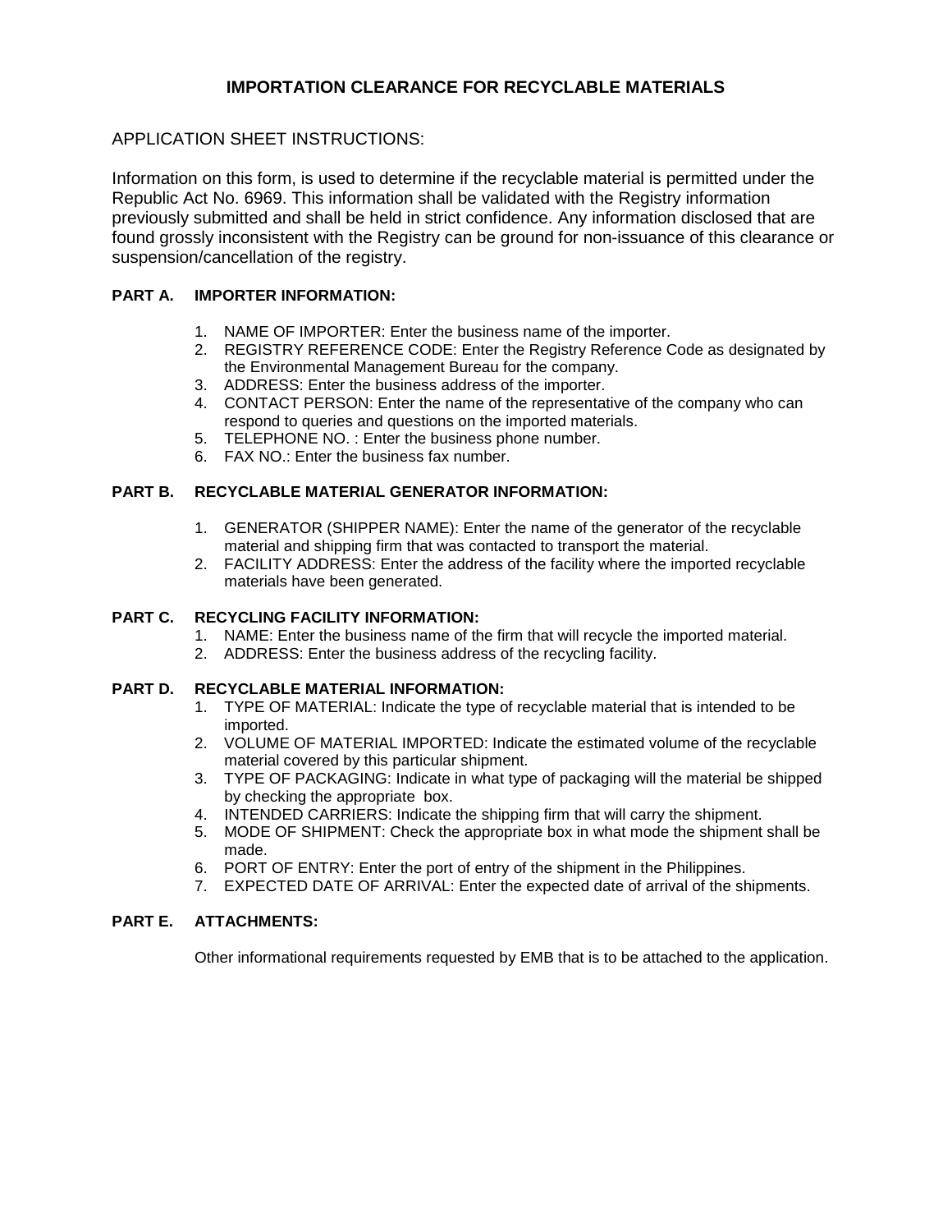# IMPORTATION CLEARANCE FOR RECYCLABLE MATERIALS

APPLICATION SHEET INSTRUCTIONS:

Information on this form, is used to determine if the recyclable material is permitted under the Republic Act No. 6969. This information shall be validated with the Registry information previously submitted and shall be held in strict confidence. Any information disclosed that are found grossly inconsistent with the Registry can be ground for non-issuance of this clearance or suspension/cancellation of the registry.

**PART A. IMPORTER INFORMATION:**

1. NAME OF IMPORTER: Enter the business name of the importer.
2. REGISTRY REFERENCE CODE: Enter the Registry Reference Code as designated by the Environmental Management Bureau for the company.
3. ADDRESS: Enter the business address of the importer.
4. CONTACT PERSON: Enter the name of the representative of the company who can respond to queries and questions on the imported materials.
5. TELEPHONE NO. : Enter the business phone number.
6. FAX NO.: Enter the business fax number.

**PART B. RECYCLABLE MATERIAL GENERATOR INFORMATION:**

1. GENERATOR (SHIPPER NAME): Enter the name of the generator of the recyclable material and shipping firm that was contacted to transport the material.
2. FACILITY ADDRESS: Enter the address of the facility where the imported recyclable materials have been generated.

**PART C. RECYCLING FACILITY INFORMATION:**

1. NAME: Enter the business name of the firm that will recycle the imported material.
2. ADDRESS: Enter the business address of the recycling facility.

**PART D. RECYCLABLE MATERIAL INFORMATION:**

1. TYPE OF MATERIAL: Indicate the type of recyclable material that is intended to be imported.
2. VOLUME OF MATERIAL IMPORTED: Indicate the estimated volume of the recyclable material covered by this particular shipment.
3. TYPE OF PACKAGING: Indicate in what type of packaging will the material be shipped by checking the appropriate box.
4. INTENDED CARRIERS: Indicate the shipping firm that will carry the shipment.
5. MODE OF SHIPMENT: Check the appropriate box in what mode the shipment shall be made.
6. PORT OF ENTRY: Enter the port of entry of the shipment in the Philippines.
7. EXPECTED DATE OF ARRIVAL: Enter the expected date of arrival of the shipments.

**PART E. ATTACHMENTS:**

Other informational requirements requested by EMB that is to be attached to the application.